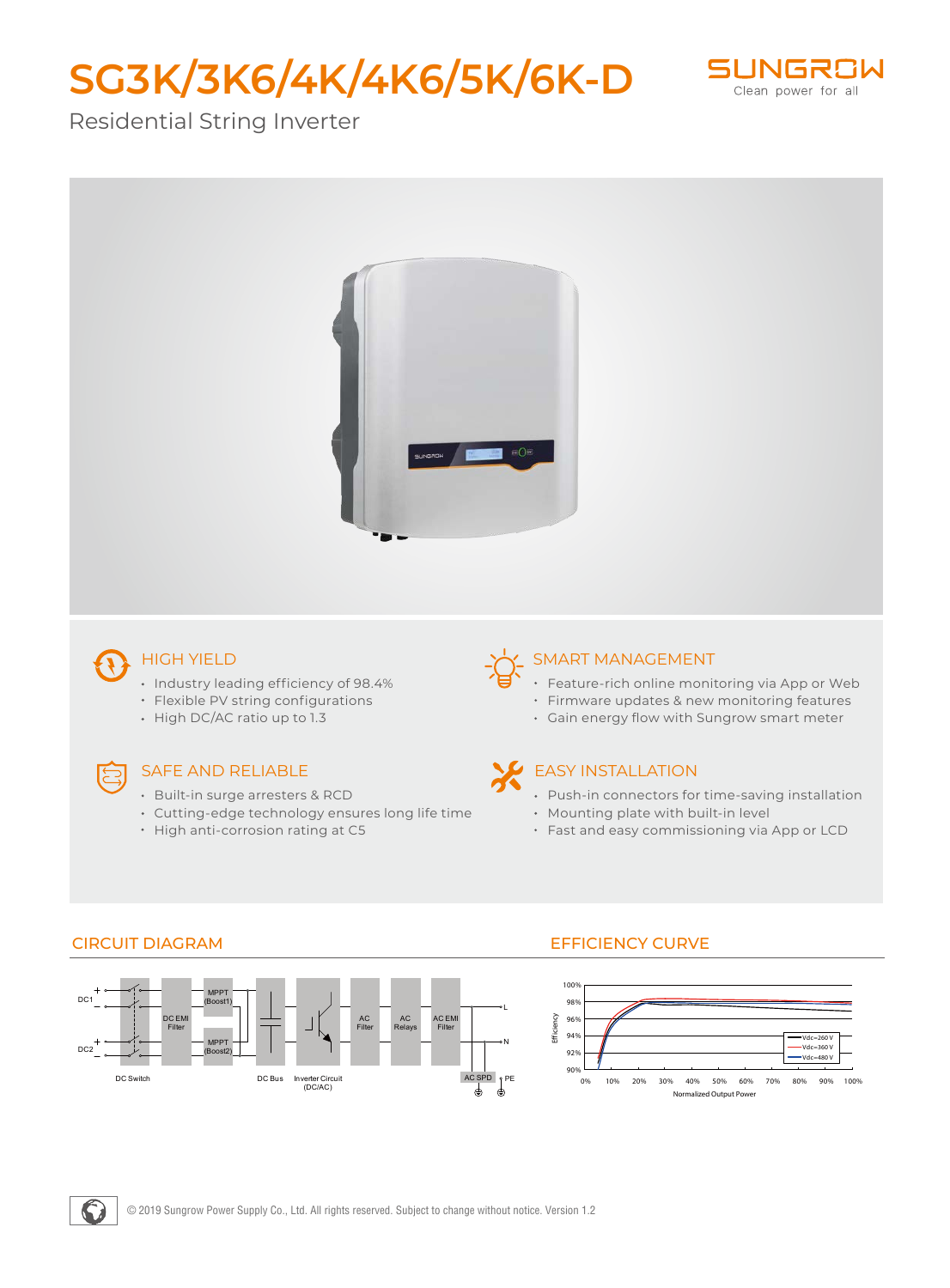# SG3K/3K6/4K/4K6/5K/6K-D

SUNGROW
Clean power for all

Residential String Inverter

## HIGH YIELD

- Industry leading efficiency of 98.4%
- Flexible PV string configurations
- High DC/AC ratio up to 1.3

## SMART MANAGEMENT

- Feature-rich online monitoring via App or Web
- Firmware updates & new monitoring features
- Gain energy flow with Sungrow smart meter

## SAFE AND RELIABLE

- Built-in surge arresters & RCD
- Cutting-edge technology ensures long life time
- High anti-corrosion rating at C5

## EASY INSTALLATION

- Push-in connectors for time-saving installation
- Mounting plate with built-in level
- Fast and easy commissioning via App or LCD

## CIRCUIT DIAGRAM

DC1, DC2, DC Switch, DC EMI Filter, MPPT (Boost1), MPPT (Boost2), DC Bus, Inverter Circuit (DC/AC), AC Filter, AC Relays, AC EMI Filter, AC SPD, L, N, PE

## EFFICIENCY CURVE

Efficiency (90%–100%) vs. Normalized Output Power (0%–100%); curves: Vdc=260 V, Vdc=360 V, Vdc=480 V

© 2019 Sungrow Power Supply Co., Ltd. All rights reserved. Subject to change without notice. Version 1.2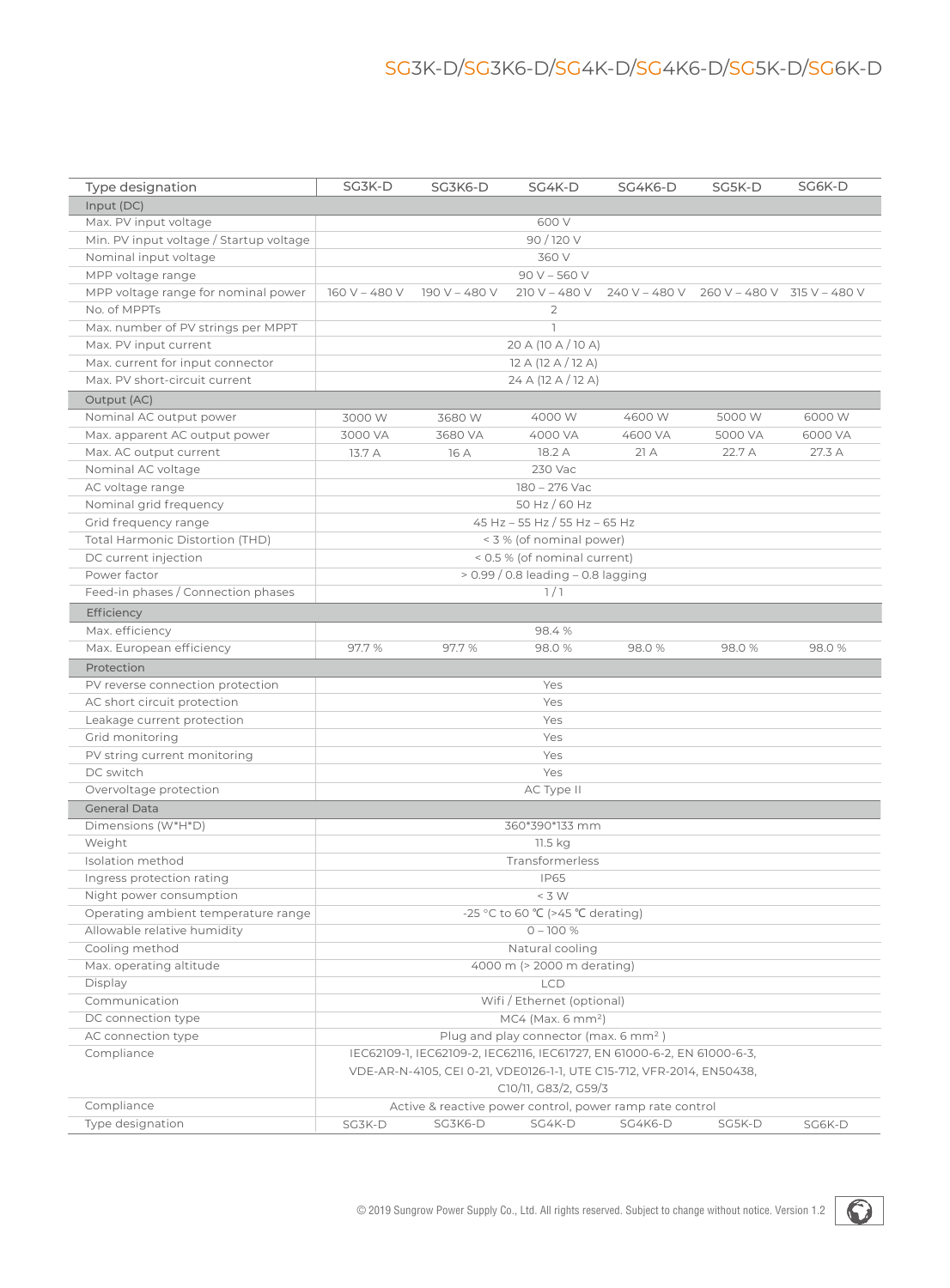# SG3K-D/SG3K6-D/SG4K-D/SG4K6-D/SG5K-D/SG6K-D

| Type designation | SG3K-D | SG3K6-D | SG4K-D | SG4K6-D | SG5K-D | SG6K-D |
|---|---|---|---|---|---|---|
| **Input (DC)** | | | | | | |
| Max. PV input voltage | 600 V | | | | | |
| Min. PV input voltage / Startup voltage | 90 / 120 V | | | | | |
| Nominal input voltage | 360 V | | | | | |
| MPP voltage range | 90 V – 560 V | | | | | |
| MPP voltage range for nominal power | 160 V – 480 V | 190 V – 480 V | 210 V – 480 V | 240 V – 480 V | 260 V – 480 V | 315 V – 480 V |
| No. of MPPTs | 2 | | | | | |
| Max. number of PV strings per MPPT | 1 | | | | | |
| Max. PV input current | 20 A (10 A / 10 A) | | | | | |
| Max. current for input connector | 12 A (12 A / 12 A) | | | | | |
| Max. PV short-circuit current | 24 A (12 A / 12 A) | | | | | |
| **Output (AC)** | | | | | | |
| Nominal AC output power | 3000 W | 3680 W | 4000 W | 4600 W | 5000 W | 6000 W |
| Max. apparent AC output power | 3000 VA | 3680 VA | 4000 VA | 4600 VA | 5000 VA | 6000 VA |
| Max. AC output current | 13.7 A | 16 A | 18.2 A | 21 A | 22.7 A | 27.3 A |
| Nominal AC voltage | 230 Vac | | | | | |
| AC voltage range | 180 – 276 Vac | | | | | |
| Nominal grid frequency | 50 Hz / 60 Hz | | | | | |
| Grid frequency range | 45 Hz – 55 Hz / 55 Hz – 65 Hz | | | | | |
| Total Harmonic Distortion (THD) | < 3 % (of nominal power) | | | | | |
| DC current injection | < 0.5 % (of nominal current) | | | | | |
| Power factor | > 0.99 / 0.8 leading – 0.8 lagging | | | | | |
| Feed-in phases / Connection phases | 1 / 1 | | | | | |
| **Efficiency** | | | | | | |
| Max. efficiency | 98.4 % | | | | | |
| Max. European efficiency | 97.7 % | 97.7 % | 98.0 % | 98.0 % | 98.0 % | 98.0 % |
| **Protection** | | | | | | |
| PV reverse connection protection | Yes | | | | | |
| AC short circuit protection | Yes | | | | | |
| Leakage current protection | Yes | | | | | |
| Grid monitoring | Yes | | | | | |
| PV string current monitoring | Yes | | | | | |
| DC switch | Yes | | | | | |
| Overvoltage protection | AC Type II | | | | | |
| **General Data** | | | | | | |
| Dimensions (W*H*D) | 360*390*133 mm | | | | | |
| Weight | 11.5 kg | | | | | |
| Isolation method | Transformerless | | | | | |
| Ingress protection rating | IP65 | | | | | |
| Night power consumption | < 3 W | | | | | |
| Operating ambient temperature range | -25 °C to 60 ℃ (>45 ℃ derating) | | | | | |
| Allowable relative humidity | 0 – 100 % | | | | | |
| Cooling method | Natural cooling | | | | | |
| Max. operating altitude | 4000 m (> 2000 m derating) | | | | | |
| Display | LCD | | | | | |
| Communication | Wifi / Ethernet (optional) | | | | | |
| DC connection type | MC4 (Max. 6 mm²) | | | | | |
| AC connection type | Plug and play connector (max. 6 mm² ) | | | | | |
| Compliance | IEC62109-1, IEC62109-2, IEC62116, IEC61727, EN 61000-6-2, EN 61000-6-3, VDE-AR-N-4105, CEI 0-21, VDE0126-1-1, UTE C15-712, VFR-2014, EN50438, C10/11, G83/2, G59/3 | | | | | |
| Compliance | Active & reactive power control, power ramp rate control | | | | | |
| Type designation | SG3K-D | SG3K6-D | SG4K-D | SG4K6-D | SG5K-D | SG6K-D |

© 2019 Sungrow Power Supply Co., Ltd. All rights reserved. Subject to change without notice. Version 1.2